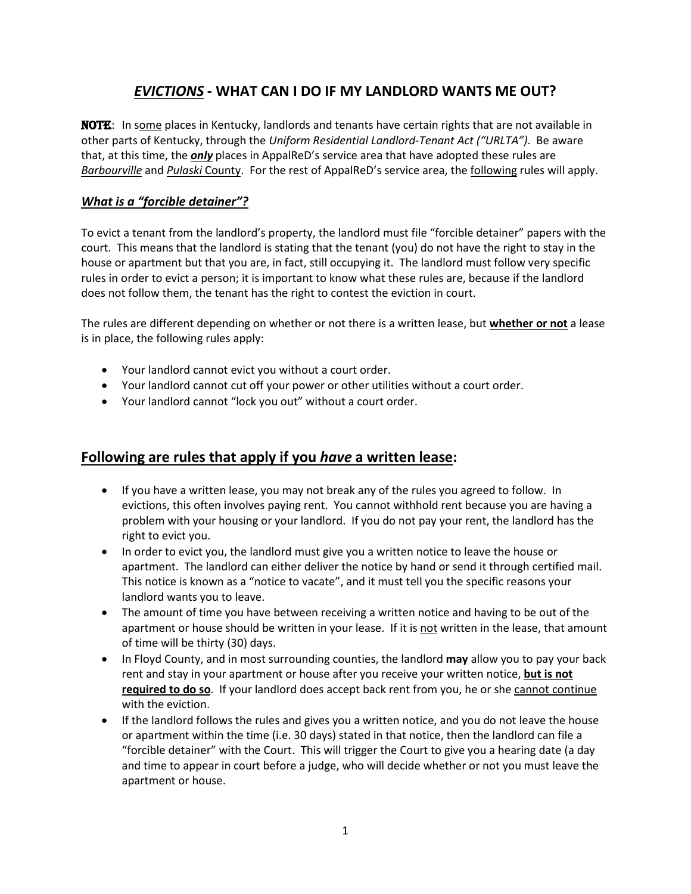# *EVICTIONS* - WHAT CAN I DO IF MY LANDLORD WANTS ME OUT?

**NOTE**: In some places in Kentucky, landlords and tenants have certain rights that are not available in other parts of Kentucky, through the *Uniform Residential Landlord-Tenant Act ("URLTA")*. Be aware that, at this time, the ***only*** places in AppalReD's service area that have adopted these rules are *Barbourville* and *Pulaski* County. For the rest of AppalReD's service area, the following rules will apply.

### *What is a "forcible detainer"?*

To evict a tenant from the landlord's property, the landlord must file "forcible detainer" papers with the court. This means that the landlord is stating that the tenant (you) do not have the right to stay in the house or apartment but that you are, in fact, still occupying it. The landlord must follow very specific rules in order to evict a person; it is important to know what these rules are, because if the landlord does not follow them, the tenant has the right to contest the eviction in court.

The rules are different depending on whether or not there is a written lease, but **whether or not** a lease is in place, the following rules apply:

- Your landlord cannot evict you without a court order.
- Your landlord cannot cut off your power or other utilities without a court order.
- Your landlord cannot "lock you out" without a court order.

## Following are rules that apply if you *have* a written lease:

- If you have a written lease, you may not break any of the rules you agreed to follow. In evictions, this often involves paying rent. You cannot withhold rent because you are having a problem with your housing or your landlord. If you do not pay your rent, the landlord has the right to evict you.
- In order to evict you, the landlord must give you a written notice to leave the house or apartment. The landlord can either deliver the notice by hand or send it through certified mail. This notice is known as a "notice to vacate", and it must tell you the specific reasons your landlord wants you to leave.
- The amount of time you have between receiving a written notice and having to be out of the apartment or house should be written in your lease. If it is not written in the lease, that amount of time will be thirty (30) days.
- In Floyd County, and in most surrounding counties, the landlord **may** allow you to pay your back rent and stay in your apartment or house after you receive your written notice, **but is not required to do so**. If your landlord does accept back rent from you, he or she cannot continue with the eviction.
- If the landlord follows the rules and gives you a written notice, and you do not leave the house or apartment within the time (i.e. 30 days) stated in that notice, then the landlord can file a "forcible detainer" with the Court. This will trigger the Court to give you a hearing date (a day and time to appear in court before a judge, who will decide whether or not you must leave the apartment or house.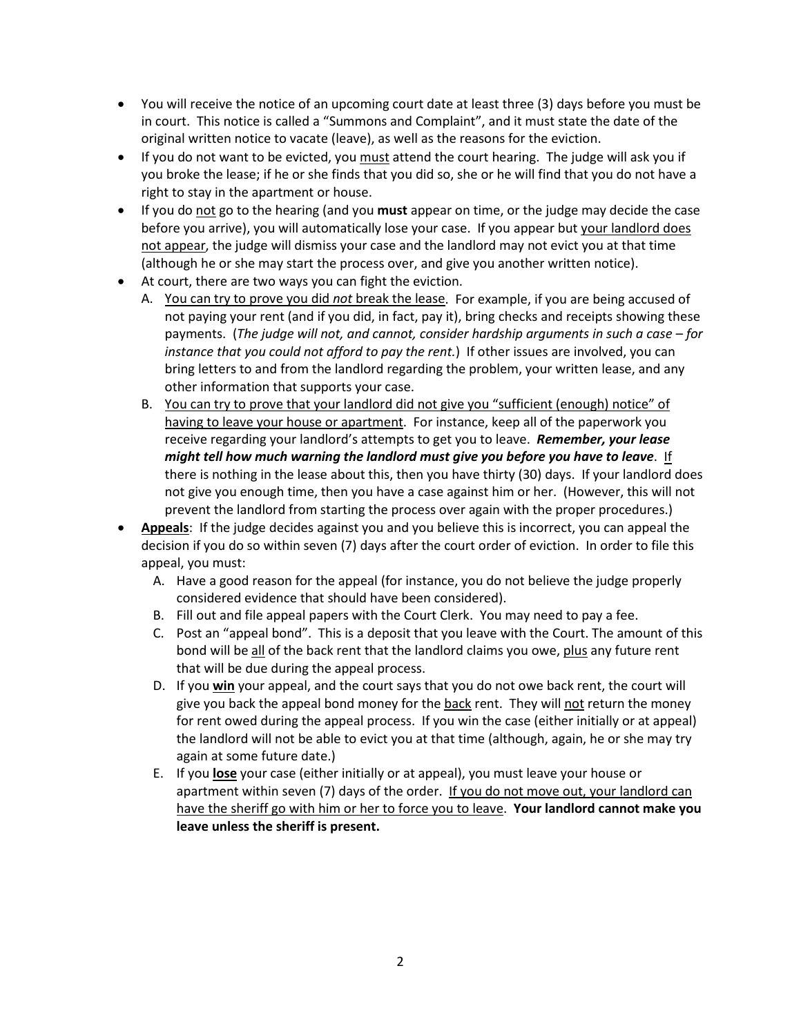- You will receive the notice of an upcoming court date at least three (3) days before you must be in court. This notice is called a "Summons and Complaint", and it must state the date of the original written notice to vacate (leave), as well as the reasons for the eviction.
- If you do not want to be evicted, you <u>must</u> attend the court hearing. The judge will ask you if you broke the lease; if he or she finds that you did so, she or he will find that you do not have a right to stay in the apartment or house.
- If you do <u>not</u> go to the hearing (and you **must** appear on time, or the judge may decide the case before you arrive), you will automatically lose your case. If you appear but <u>your landlord does not appear</u>, the judge will dismiss your case and the landlord may not evict you at that time (although he or she may start the process over, and give you another written notice).
- At court, there are two ways you can fight the eviction.
  A. <u>You can try to prove you did *not* break the lease</u>. For example, if you are being accused of not paying your rent (and if you did, in fact, pay it), bring checks and receipts showing these payments. (*The judge will not, and cannot, consider hardship arguments in such a case – for instance that you could not afford to pay the rent.*) If other issues are involved, you can bring letters to and from the landlord regarding the problem, your written lease, and any other information that supports your case.
  B. <u>You can try to prove that your landlord did not give you "sufficient (enough) notice" of having to leave your house or apartment</u>. For instance, keep all of the paperwork you receive regarding your landlord's attempts to get you to leave. ***Remember, your lease might tell how much warning the landlord must give you before you have to leave***. <u>If</u> there is nothing in the lease about this, then you have thirty (30) days. If your landlord does not give you enough time, then you have a case against him or her. (However, this will not prevent the landlord from starting the process over again with the proper procedures.)
- **<u>Appeals</u>**: If the judge decides against you and you believe this is incorrect, you can appeal the decision if you do so within seven (7) days after the court order of eviction. In order to file this appeal, you must:
  A. Have a good reason for the appeal (for instance, you do not believe the judge properly considered evidence that should have been considered).
  B. Fill out and file appeal papers with the Court Clerk. You may need to pay a fee.
  C. Post an "appeal bond". This is a deposit that you leave with the Court. The amount of this bond will be <u>all</u> of the back rent that the landlord claims you owe, <u>plus</u> any future rent that will be due during the appeal process.
  D. If you **<u>win</u>** your appeal, and the court says that you do not owe back rent, the court will give you back the appeal bond money for the <u>back</u> rent. They will <u>not</u> return the money for rent owed during the appeal process. If you win the case (either initially or at appeal) the landlord will not be able to evict you at that time (although, again, he or she may try again at some future date.)
  E. If you **<u>lose</u>** your case (either initially or at appeal), you must leave your house or apartment within seven (7) days of the order. <u>If you do not move out, your landlord can have the sheriff go with him or her to force you to leave</u>. **Your landlord cannot make you leave unless the sheriff is present.**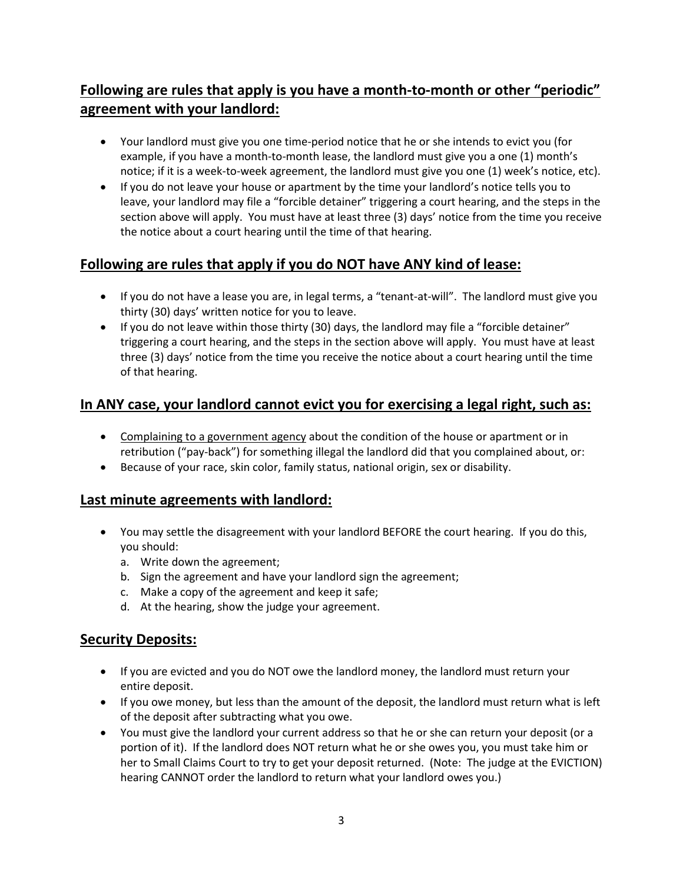## Following are rules that apply is you have a month-to-month or other "periodic" agreement with your landlord:

- Your landlord must give you one time-period notice that he or she intends to evict you (for example, if you have a month-to-month lease, the landlord must give you a one (1) month's notice; if it is a week-to-week agreement, the landlord must give you one (1) week's notice, etc).
- If you do not leave your house or apartment by the time your landlord's notice tells you to leave, your landlord may file a "forcible detainer" triggering a court hearing, and the steps in the section above will apply. You must have at least three (3) days' notice from the time you receive the notice about a court hearing until the time of that hearing.

## Following are rules that apply if you do NOT have ANY kind of lease:

- If you do not have a lease you are, in legal terms, a "tenant-at-will". The landlord must give you thirty (30) days' written notice for you to leave.
- If you do not leave within those thirty (30) days, the landlord may file a "forcible detainer" triggering a court hearing, and the steps in the section above will apply. You must have at least three (3) days' notice from the time you receive the notice about a court hearing until the time of that hearing.

## In ANY case, your landlord cannot evict you for exercising a legal right, such as:

- Complaining to a government agency about the condition of the house or apartment or in retribution ("pay-back") for something illegal the landlord did that you complained about, or:
- Because of your race, skin color, family status, national origin, sex or disability.

## Last minute agreements with landlord:

- You may settle the disagreement with your landlord BEFORE the court hearing. If you do this, you should:
  a. Write down the agreement;
  b. Sign the agreement and have your landlord sign the agreement;
  c. Make a copy of the agreement and keep it safe;
  d. At the hearing, show the judge your agreement.

## Security Deposits:

- If you are evicted and you do NOT owe the landlord money, the landlord must return your entire deposit.
- If you owe money, but less than the amount of the deposit, the landlord must return what is left of the deposit after subtracting what you owe.
- You must give the landlord your current address so that he or she can return your deposit (or a portion of it). If the landlord does NOT return what he or she owes you, you must take him or her to Small Claims Court to try to get your deposit returned. (Note: The judge at the EVICTION) hearing CANNOT order the landlord to return what your landlord owes you.)